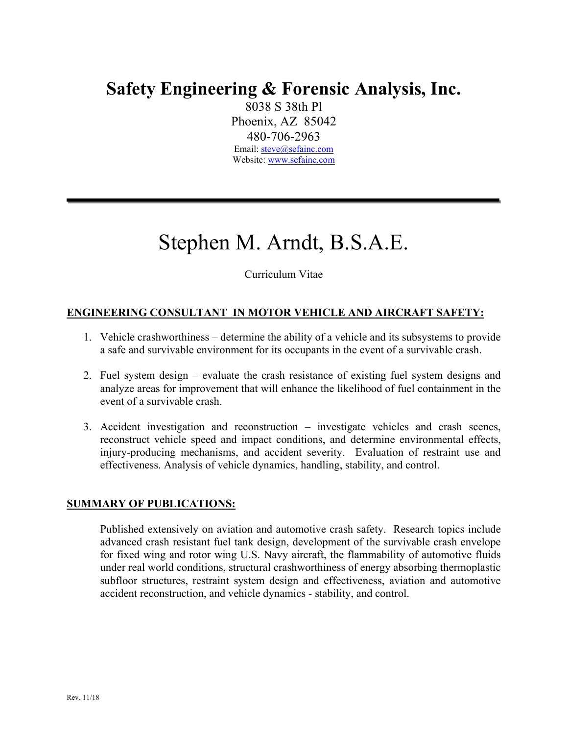# Safety Engineering & Forensic Analysis, Inc.

8038 S 38th Pl
Phoenix, AZ 85042
480-706-2963
Email: steve@sefainc.com
Website: www.sefainc.com

---

# Stephen M. Arndt, B.S.A.E.

Curriculum Vitae

## ENGINEERING CONSULTANT IN MOTOR VEHICLE AND AIRCRAFT SAFETY:

1. Vehicle crashworthiness – determine the ability of a vehicle and its subsystems to provide a safe and survivable environment for its occupants in the event of a survivable crash.

2. Fuel system design – evaluate the crash resistance of existing fuel system designs and analyze areas for improvement that will enhance the likelihood of fuel containment in the event of a survivable crash.

3. Accident investigation and reconstruction – investigate vehicles and crash scenes, reconstruct vehicle speed and impact conditions, and determine environmental effects, injury-producing mechanisms, and accident severity. Evaluation of restraint use and effectiveness. Analysis of vehicle dynamics, handling, stability, and control.

## SUMMARY OF PUBLICATIONS:

Published extensively on aviation and automotive crash safety. Research topics include advanced crash resistant fuel tank design, development of the survivable crash envelope for fixed wing and rotor wing U.S. Navy aircraft, the flammability of automotive fluids under real world conditions, structural crashworthiness of energy absorbing thermoplastic subfloor structures, restraint system design and effectiveness, aviation and automotive accident reconstruction, and vehicle dynamics - stability, and control.

Rev. 11/18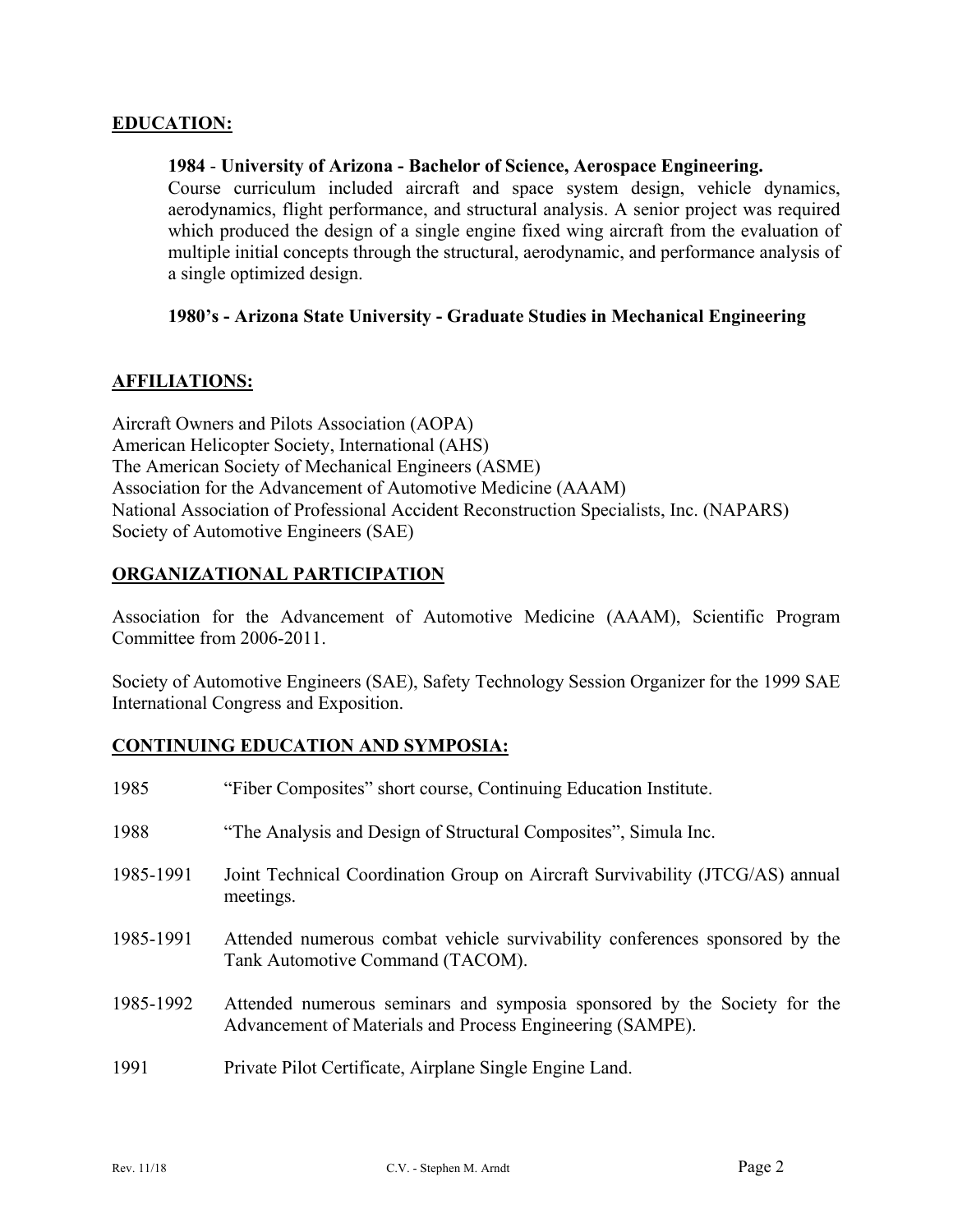## EDUCATION:

**1984 - University of Arizona - Bachelor of Science, Aerospace Engineering.**
Course curriculum included aircraft and space system design, vehicle dynamics, aerodynamics, flight performance, and structural analysis. A senior project was required which produced the design of a single engine fixed wing aircraft from the evaluation of multiple initial concepts through the structural, aerodynamic, and performance analysis of a single optimized design.

**1980's - Arizona State University - Graduate Studies in Mechanical Engineering**

## AFFILIATIONS:

Aircraft Owners and Pilots Association (AOPA)
American Helicopter Society, International (AHS)
The American Society of Mechanical Engineers (ASME)
Association for the Advancement of Automotive Medicine (AAAM)
National Association of Professional Accident Reconstruction Specialists, Inc. (NAPARS)
Society of Automotive Engineers (SAE)

## ORGANIZATIONAL PARTICIPATION

Association for the Advancement of Automotive Medicine (AAAM), Scientific Program Committee from 2006-2011.

Society of Automotive Engineers (SAE), Safety Technology Session Organizer for the 1999 SAE International Congress and Exposition.

## CONTINUING EDUCATION AND SYMPOSIA:

1985 "Fiber Composites" short course, Continuing Education Institute.

1988 "The Analysis and Design of Structural Composites", Simula Inc.

1985-1991 Joint Technical Coordination Group on Aircraft Survivability (JTCG/AS) annual meetings.

1985-1991 Attended numerous combat vehicle survivability conferences sponsored by the Tank Automotive Command (TACOM).

1985-1992 Attended numerous seminars and symposia sponsored by the Society for the Advancement of Materials and Process Engineering (SAMPE).

1991 Private Pilot Certificate, Airplane Single Engine Land.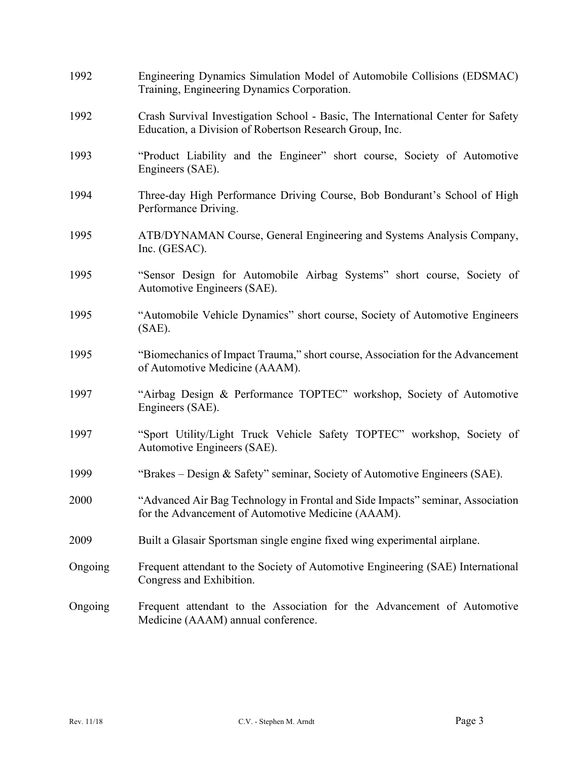1992 Engineering Dynamics Simulation Model of Automobile Collisions (EDSMAC) Training, Engineering Dynamics Corporation.

1992 Crash Survival Investigation School - Basic, The International Center for Safety Education, a Division of Robertson Research Group, Inc.

1993 "Product Liability and the Engineer" short course, Society of Automotive Engineers (SAE).

1994 Three-day High Performance Driving Course, Bob Bondurant's School of High Performance Driving.

1995 ATB/DYNAMAN Course, General Engineering and Systems Analysis Company, Inc. (GESAC).

1995 "Sensor Design for Automobile Airbag Systems" short course, Society of Automotive Engineers (SAE).

1995 "Automobile Vehicle Dynamics" short course, Society of Automotive Engineers (SAE).

1995 "Biomechanics of Impact Trauma," short course, Association for the Advancement of Automotive Medicine (AAAM).

1997 "Airbag Design & Performance TOPTEC" workshop, Society of Automotive Engineers (SAE).

1997 "Sport Utility/Light Truck Vehicle Safety TOPTEC" workshop, Society of Automotive Engineers (SAE).

1999 "Brakes – Design & Safety" seminar, Society of Automotive Engineers (SAE).

2000 "Advanced Air Bag Technology in Frontal and Side Impacts" seminar, Association for the Advancement of Automotive Medicine (AAAM).

2009 Built a Glasair Sportsman single engine fixed wing experimental airplane.

Ongoing Frequent attendant to the Society of Automotive Engineering (SAE) International Congress and Exhibition.

Ongoing Frequent attendant to the Association for the Advancement of Automotive Medicine (AAAM) annual conference.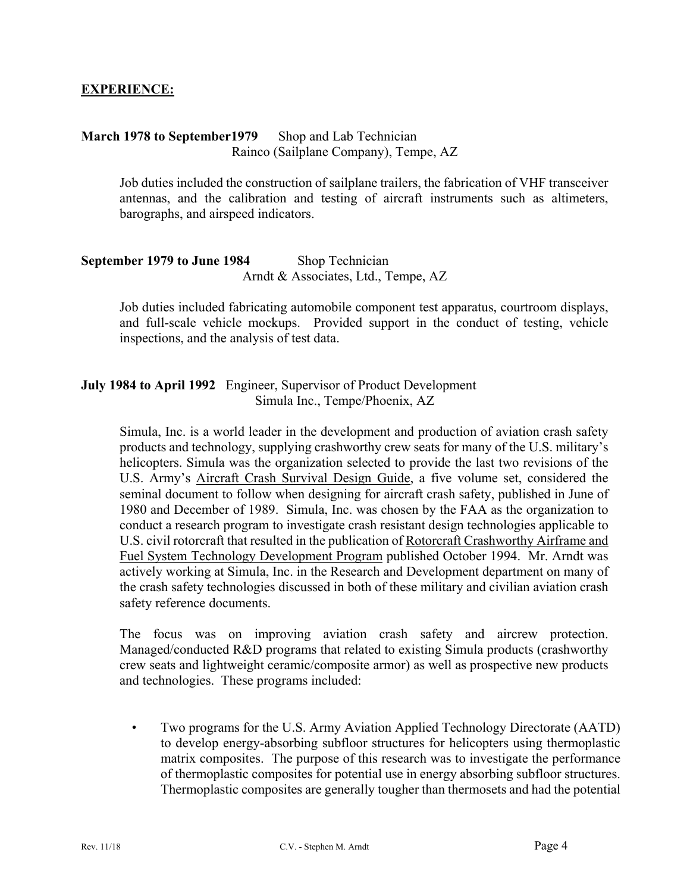## **EXPERIENCE:**

**March 1978 to September1979** Shop and Lab Technician
Rainco (Sailplane Company), Tempe, AZ

Job duties included the construction of sailplane trailers, the fabrication of VHF transceiver antennas, and the calibration and testing of aircraft instruments such as altimeters, barographs, and airspeed indicators.

**September 1979 to June 1984** Shop Technician
Arndt & Associates, Ltd., Tempe, AZ

Job duties included fabricating automobile component test apparatus, courtroom displays, and full-scale vehicle mockups. Provided support in the conduct of testing, vehicle inspections, and the analysis of test data.

**July 1984 to April 1992** Engineer, Supervisor of Product Development
Simula Inc., Tempe/Phoenix, AZ

Simula, Inc. is a world leader in the development and production of aviation crash safety products and technology, supplying crashworthy crew seats for many of the U.S. military's helicopters. Simula was the organization selected to provide the last two revisions of the U.S. Army's <u>Aircraft Crash Survival Design Guide</u>, a five volume set, considered the seminal document to follow when designing for aircraft crash safety, published in June of 1980 and December of 1989. Simula, Inc. was chosen by the FAA as the organization to conduct a research program to investigate crash resistant design technologies applicable to U.S. civil rotorcraft that resulted in the publication of <u>Rotorcraft Crashworthy Airframe and Fuel System Technology Development Program</u> published October 1994. Mr. Arndt was actively working at Simula, Inc. in the Research and Development department on many of the crash safety technologies discussed in both of these military and civilian aviation crash safety reference documents.

The focus was on improving aviation crash safety and aircrew protection. Managed/conducted R&D programs that related to existing Simula products (crashworthy crew seats and lightweight ceramic/composite armor) as well as prospective new products and technologies. These programs included:

- Two programs for the U.S. Army Aviation Applied Technology Directorate (AATD) to develop energy-absorbing subfloor structures for helicopters using thermoplastic matrix composites. The purpose of this research was to investigate the performance of thermoplastic composites for potential use in energy absorbing subfloor structures. Thermoplastic composites are generally tougher than thermosets and had the potential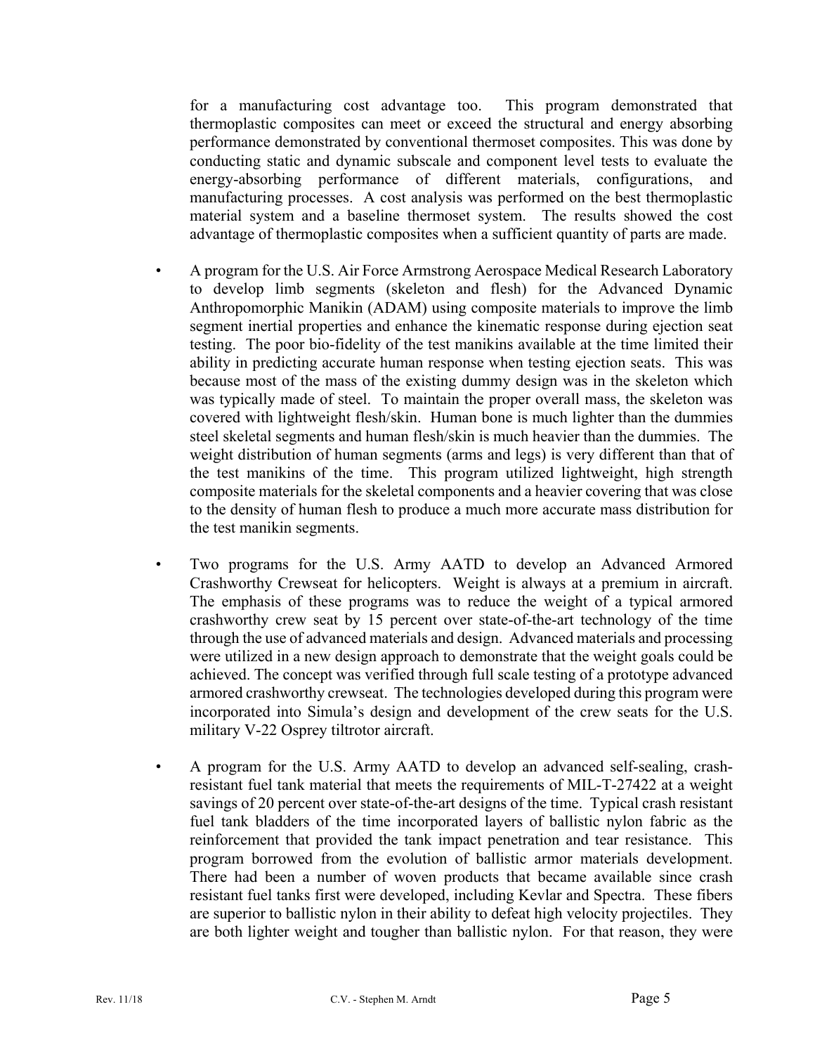for a manufacturing cost advantage too. This program demonstrated that thermoplastic composites can meet or exceed the structural and energy absorbing performance demonstrated by conventional thermoset composites. This was done by conducting static and dynamic subscale and component level tests to evaluate the energy-absorbing performance of different materials, configurations, and manufacturing processes. A cost analysis was performed on the best thermoplastic material system and a baseline thermoset system. The results showed the cost advantage of thermoplastic composites when a sufficient quantity of parts are made.

- A program for the U.S. Air Force Armstrong Aerospace Medical Research Laboratory to develop limb segments (skeleton and flesh) for the Advanced Dynamic Anthropomorphic Manikin (ADAM) using composite materials to improve the limb segment inertial properties and enhance the kinematic response during ejection seat testing. The poor bio-fidelity of the test manikins available at the time limited their ability in predicting accurate human response when testing ejection seats. This was because most of the mass of the existing dummy design was in the skeleton which was typically made of steel. To maintain the proper overall mass, the skeleton was covered with lightweight flesh/skin. Human bone is much lighter than the dummies steel skeletal segments and human flesh/skin is much heavier than the dummies. The weight distribution of human segments (arms and legs) is very different than that of the test manikins of the time. This program utilized lightweight, high strength composite materials for the skeletal components and a heavier covering that was close to the density of human flesh to produce a much more accurate mass distribution for the test manikin segments.

- Two programs for the U.S. Army AATD to develop an Advanced Armored Crashworthy Crewseat for helicopters. Weight is always at a premium in aircraft. The emphasis of these programs was to reduce the weight of a typical armored crashworthy crew seat by 15 percent over state-of-the-art technology of the time through the use of advanced materials and design. Advanced materials and processing were utilized in a new design approach to demonstrate that the weight goals could be achieved. The concept was verified through full scale testing of a prototype advanced armored crashworthy crewseat. The technologies developed during this program were incorporated into Simula's design and development of the crew seats for the U.S. military V-22 Osprey tiltrotor aircraft.

- A program for the U.S. Army AATD to develop an advanced self-sealing, crash-resistant fuel tank material that meets the requirements of MIL-T-27422 at a weight savings of 20 percent over state-of-the-art designs of the time. Typical crash resistant fuel tank bladders of the time incorporated layers of ballistic nylon fabric as the reinforcement that provided the tank impact penetration and tear resistance. This program borrowed from the evolution of ballistic armor materials development. There had been a number of woven products that became available since crash resistant fuel tanks first were developed, including Kevlar and Spectra. These fibers are superior to ballistic nylon in their ability to defeat high velocity projectiles. They are both lighter weight and tougher than ballistic nylon. For that reason, they were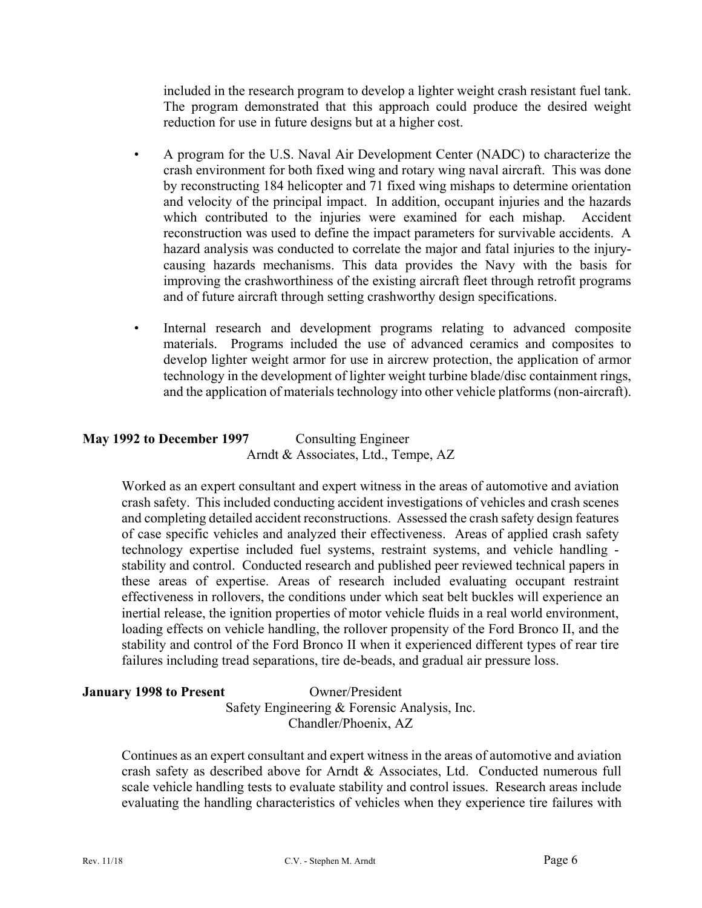included in the research program to develop a lighter weight crash resistant fuel tank. The program demonstrated that this approach could produce the desired weight reduction for use in future designs but at a higher cost.

- A program for the U.S. Naval Air Development Center (NADC) to characterize the crash environment for both fixed wing and rotary wing naval aircraft. This was done by reconstructing 184 helicopter and 71 fixed wing mishaps to determine orientation and velocity of the principal impact. In addition, occupant injuries and the hazards which contributed to the injuries were examined for each mishap. Accident reconstruction was used to define the impact parameters for survivable accidents. A hazard analysis was conducted to correlate the major and fatal injuries to the injury-causing hazards mechanisms. This data provides the Navy with the basis for improving the crashworthiness of the existing aircraft fleet through retrofit programs and of future aircraft through setting crashworthy design specifications.

- Internal research and development programs relating to advanced composite materials. Programs included the use of advanced ceramics and composites to develop lighter weight armor for use in aircrew protection, the application of armor technology in the development of lighter weight turbine blade/disc containment rings, and the application of materials technology into other vehicle platforms (non-aircraft).

**May 1992 to December 1997** Consulting Engineer
Arndt & Associates, Ltd., Tempe, AZ

Worked as an expert consultant and expert witness in the areas of automotive and aviation crash safety. This included conducting accident investigations of vehicles and crash scenes and completing detailed accident reconstructions. Assessed the crash safety design features of case specific vehicles and analyzed their effectiveness. Areas of applied crash safety technology expertise included fuel systems, restraint systems, and vehicle handling - stability and control. Conducted research and published peer reviewed technical papers in these areas of expertise. Areas of research included evaluating occupant restraint effectiveness in rollovers, the conditions under which seat belt buckles will experience an inertial release, the ignition properties of motor vehicle fluids in a real world environment, loading effects on vehicle handling, the rollover propensity of the Ford Bronco II, and the stability and control of the Ford Bronco II when it experienced different types of rear tire failures including tread separations, tire de-beads, and gradual air pressure loss.

**January 1998 to Present** Owner/President
Safety Engineering & Forensic Analysis, Inc.
Chandler/Phoenix, AZ

Continues as an expert consultant and expert witness in the areas of automotive and aviation crash safety as described above for Arndt & Associates, Ltd. Conducted numerous full scale vehicle handling tests to evaluate stability and control issues. Research areas include evaluating the handling characteristics of vehicles when they experience tire failures with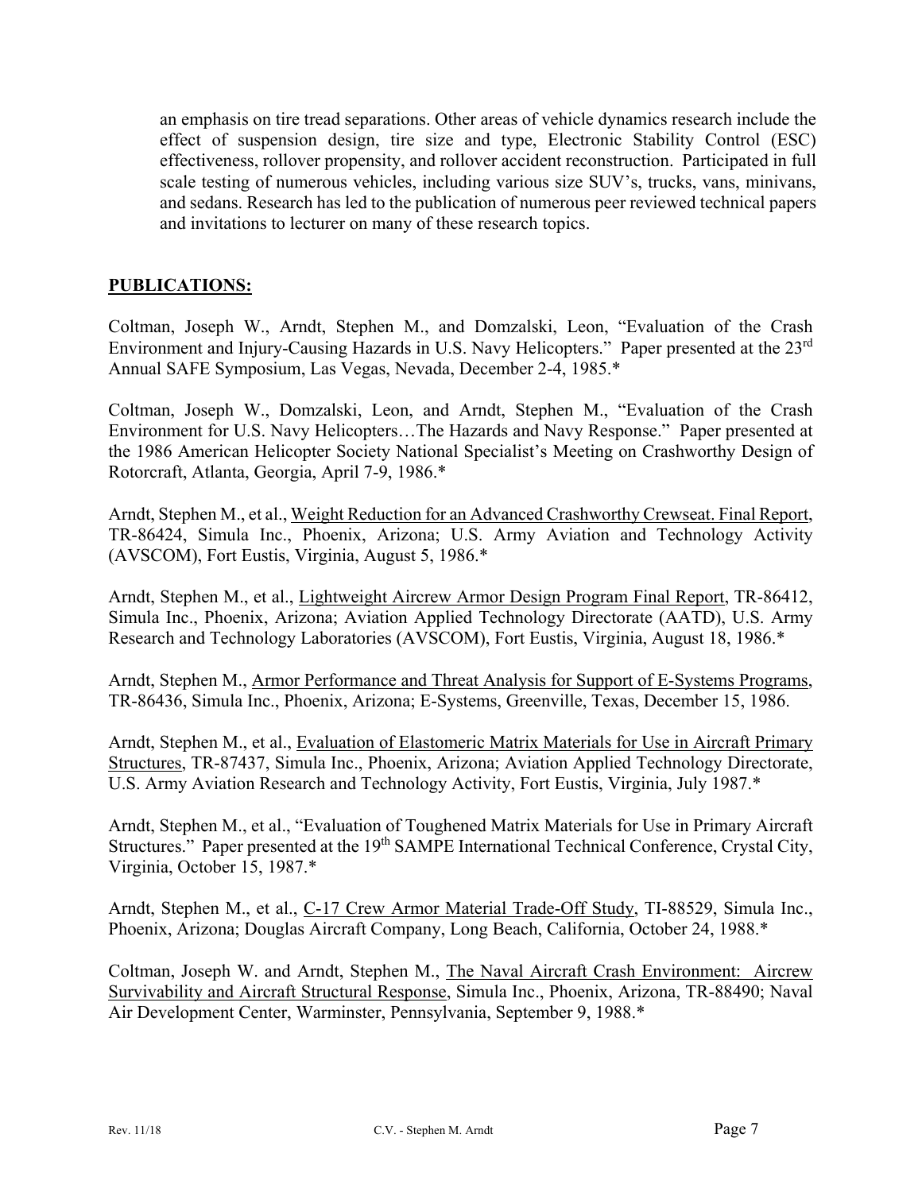an emphasis on tire tread separations. Other areas of vehicle dynamics research include the effect of suspension design, tire size and type, Electronic Stability Control (ESC) effectiveness, rollover propensity, and rollover accident reconstruction. Participated in full scale testing of numerous vehicles, including various size SUV's, trucks, vans, minivans, and sedans. Research has led to the publication of numerous peer reviewed technical papers and invitations to lecturer on many of these research topics.

## PUBLICATIONS:

Coltman, Joseph W., Arndt, Stephen M., and Domzalski, Leon, "Evaluation of the Crash Environment and Injury-Causing Hazards in U.S. Navy Helicopters." Paper presented at the 23rd Annual SAFE Symposium, Las Vegas, Nevada, December 2-4, 1985.*

Coltman, Joseph W., Domzalski, Leon, and Arndt, Stephen M., "Evaluation of the Crash Environment for U.S. Navy Helicopters…The Hazards and Navy Response." Paper presented at the 1986 American Helicopter Society National Specialist's Meeting on Crashworthy Design of Rotorcraft, Atlanta, Georgia, April 7-9, 1986.*

Arndt, Stephen M., et al., Weight Reduction for an Advanced Crashworthy Crewseat. Final Report, TR-86424, Simula Inc., Phoenix, Arizona; U.S. Army Aviation and Technology Activity (AVSCOM), Fort Eustis, Virginia, August 5, 1986.*

Arndt, Stephen M., et al., Lightweight Aircrew Armor Design Program Final Report, TR-86412, Simula Inc., Phoenix, Arizona; Aviation Applied Technology Directorate (AATD), U.S. Army Research and Technology Laboratories (AVSCOM), Fort Eustis, Virginia, August 18, 1986.*

Arndt, Stephen M., Armor Performance and Threat Analysis for Support of E-Systems Programs, TR-86436, Simula Inc., Phoenix, Arizona; E-Systems, Greenville, Texas, December 15, 1986.

Arndt, Stephen M., et al., Evaluation of Elastomeric Matrix Materials for Use in Aircraft Primary Structures, TR-87437, Simula Inc., Phoenix, Arizona; Aviation Applied Technology Directorate, U.S. Army Aviation Research and Technology Activity, Fort Eustis, Virginia, July 1987.*

Arndt, Stephen M., et al., "Evaluation of Toughened Matrix Materials for Use in Primary Aircraft Structures." Paper presented at the 19th SAMPE International Technical Conference, Crystal City, Virginia, October 15, 1987.*

Arndt, Stephen M., et al., C-17 Crew Armor Material Trade-Off Study, TI-88529, Simula Inc., Phoenix, Arizona; Douglas Aircraft Company, Long Beach, California, October 24, 1988.*

Coltman, Joseph W. and Arndt, Stephen M., The Naval Aircraft Crash Environment: Aircrew Survivability and Aircraft Structural Response, Simula Inc., Phoenix, Arizona, TR-88490; Naval Air Development Center, Warminster, Pennsylvania, September 9, 1988.*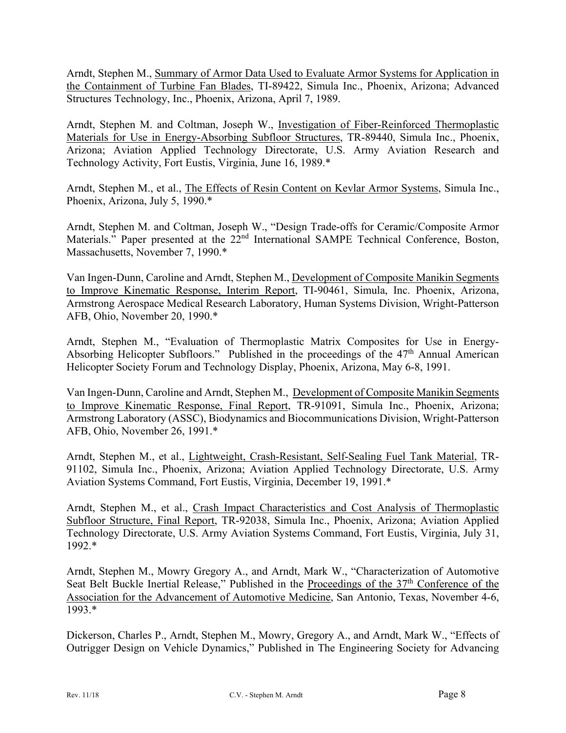Arndt, Stephen M., <u>Summary of Armor Data Used to Evaluate Armor Systems for Application in the Containment of Turbine Fan Blades</u>, TI-89422, Simula Inc., Phoenix, Arizona; Advanced Structures Technology, Inc., Phoenix, Arizona, April 7, 1989.

Arndt, Stephen M. and Coltman, Joseph W., <u>Investigation of Fiber-Reinforced Thermoplastic Materials for Use in Energy-Absorbing Subfloor Structures</u>, TR-89440, Simula Inc., Phoenix, Arizona; Aviation Applied Technology Directorate, U.S. Army Aviation Research and Technology Activity, Fort Eustis, Virginia, June 16, 1989.*

Arndt, Stephen M., et al., <u>The Effects of Resin Content on Kevlar Armor Systems</u>, Simula Inc., Phoenix, Arizona, July 5, 1990.*

Arndt, Stephen M. and Coltman, Joseph W., "Design Trade-offs for Ceramic/Composite Armor Materials." Paper presented at the 22nd International SAMPE Technical Conference, Boston, Massachusetts, November 7, 1990.*

Van Ingen-Dunn, Caroline and Arndt, Stephen M., <u>Development of Composite Manikin Segments to Improve Kinematic Response, Interim Report</u>, TI-90461, Simula, Inc. Phoenix, Arizona, Armstrong Aerospace Medical Research Laboratory, Human Systems Division, Wright-Patterson AFB, Ohio, November 20, 1990.*

Arndt, Stephen M., "Evaluation of Thermoplastic Matrix Composites for Use in Energy-Absorbing Helicopter Subfloors." Published in the proceedings of the 47th Annual American Helicopter Society Forum and Technology Display, Phoenix, Arizona, May 6-8, 1991.

Van Ingen-Dunn, Caroline and Arndt, Stephen M., <u>Development of Composite Manikin Segments to Improve Kinematic Response, Final Report</u>, TR-91091, Simula Inc., Phoenix, Arizona; Armstrong Laboratory (ASSC), Biodynamics and Biocommunications Division, Wright-Patterson AFB, Ohio, November 26, 1991.*

Arndt, Stephen M., et al., <u>Lightweight, Crash-Resistant, Self-Sealing Fuel Tank Material</u>, TR-91102, Simula Inc., Phoenix, Arizona; Aviation Applied Technology Directorate, U.S. Army Aviation Systems Command, Fort Eustis, Virginia, December 19, 1991.*

Arndt, Stephen M., et al., <u>Crash Impact Characteristics and Cost Analysis of Thermoplastic Subfloor Structure, Final Report</u>, TR-92038, Simula Inc., Phoenix, Arizona; Aviation Applied Technology Directorate, U.S. Army Aviation Systems Command, Fort Eustis, Virginia, July 31, 1992.*

Arndt, Stephen M., Mowry Gregory A., and Arndt, Mark W., "Characterization of Automotive Seat Belt Buckle Inertial Release," Published in the <u>Proceedings of the 37th Conference of the Association for the Advancement of Automotive Medicine</u>, San Antonio, Texas, November 4-6, 1993.*

Dickerson, Charles P., Arndt, Stephen M., Mowry, Gregory A., and Arndt, Mark W., "Effects of Outrigger Design on Vehicle Dynamics," Published in The Engineering Society for Advancing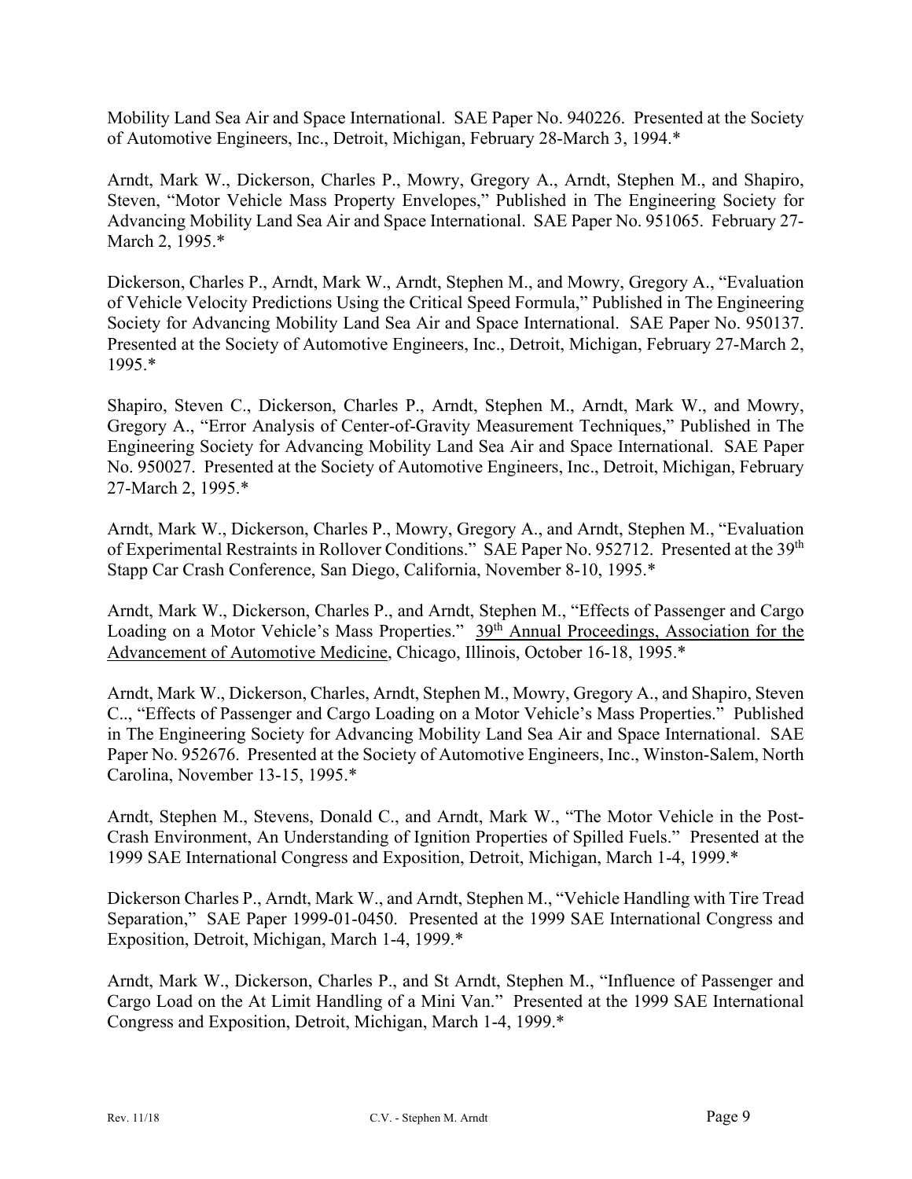Mobility Land Sea Air and Space International. SAE Paper No. 940226. Presented at the Society of Automotive Engineers, Inc., Detroit, Michigan, February 28-March 3, 1994.*

Arndt, Mark W., Dickerson, Charles P., Mowry, Gregory A., Arndt, Stephen M., and Shapiro, Steven, "Motor Vehicle Mass Property Envelopes," Published in The Engineering Society for Advancing Mobility Land Sea Air and Space International. SAE Paper No. 951065. February 27-March 2, 1995.*

Dickerson, Charles P., Arndt, Mark W., Arndt, Stephen M., and Mowry, Gregory A., "Evaluation of Vehicle Velocity Predictions Using the Critical Speed Formula," Published in The Engineering Society for Advancing Mobility Land Sea Air and Space International. SAE Paper No. 950137. Presented at the Society of Automotive Engineers, Inc., Detroit, Michigan, February 27-March 2, 1995.*

Shapiro, Steven C., Dickerson, Charles P., Arndt, Stephen M., Arndt, Mark W., and Mowry, Gregory A., "Error Analysis of Center-of-Gravity Measurement Techniques," Published in The Engineering Society for Advancing Mobility Land Sea Air and Space International. SAE Paper No. 950027. Presented at the Society of Automotive Engineers, Inc., Detroit, Michigan, February 27-March 2, 1995.*

Arndt, Mark W., Dickerson, Charles P., Mowry, Gregory A., and Arndt, Stephen M., "Evaluation of Experimental Restraints in Rollover Conditions." SAE Paper No. 952712. Presented at the 39th Stapp Car Crash Conference, San Diego, California, November 8-10, 1995.*

Arndt, Mark W., Dickerson, Charles P., and Arndt, Stephen M., "Effects of Passenger and Cargo Loading on a Motor Vehicle's Mass Properties." 39th Annual Proceedings, Association for the Advancement of Automotive Medicine, Chicago, Illinois, October 16-18, 1995.*

Arndt, Mark W., Dickerson, Charles, Arndt, Stephen M., Mowry, Gregory A., and Shapiro, Steven C.., "Effects of Passenger and Cargo Loading on a Motor Vehicle's Mass Properties." Published in The Engineering Society for Advancing Mobility Land Sea Air and Space International. SAE Paper No. 952676. Presented at the Society of Automotive Engineers, Inc., Winston-Salem, North Carolina, November 13-15, 1995.*

Arndt, Stephen M., Stevens, Donald C., and Arndt, Mark W., "The Motor Vehicle in the Post-Crash Environment, An Understanding of Ignition Properties of Spilled Fuels." Presented at the 1999 SAE International Congress and Exposition, Detroit, Michigan, March 1-4, 1999.*

Dickerson Charles P., Arndt, Mark W., and Arndt, Stephen M., "Vehicle Handling with Tire Tread Separation," SAE Paper 1999-01-0450. Presented at the 1999 SAE International Congress and Exposition, Detroit, Michigan, March 1-4, 1999.*

Arndt, Mark W., Dickerson, Charles P., and St Arndt, Stephen M., "Influence of Passenger and Cargo Load on the At Limit Handling of a Mini Van." Presented at the 1999 SAE International Congress and Exposition, Detroit, Michigan, March 1-4, 1999.*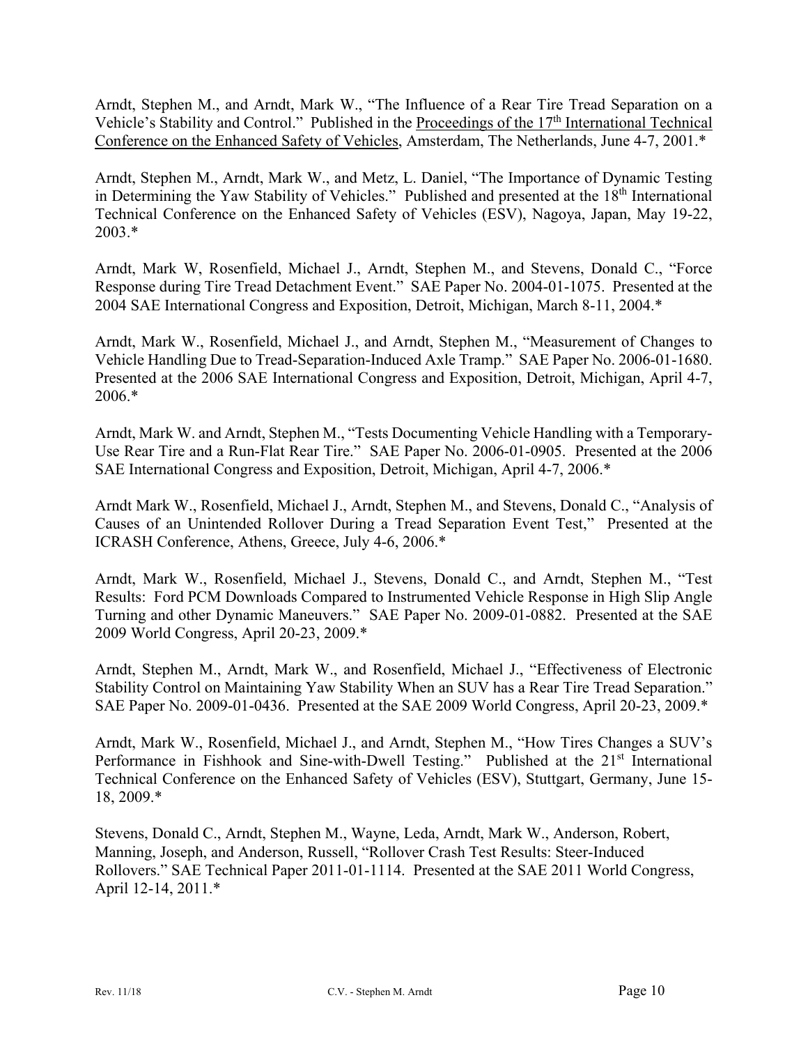Arndt, Stephen M., and Arndt, Mark W., "The Influence of a Rear Tire Tread Separation on a Vehicle's Stability and Control." Published in the Proceedings of the 17th International Technical Conference on the Enhanced Safety of Vehicles, Amsterdam, The Netherlands, June 4-7, 2001.*

Arndt, Stephen M., Arndt, Mark W., and Metz, L. Daniel, "The Importance of Dynamic Testing in Determining the Yaw Stability of Vehicles." Published and presented at the 18th International Technical Conference on the Enhanced Safety of Vehicles (ESV), Nagoya, Japan, May 19-22, 2003.*

Arndt, Mark W, Rosenfield, Michael J., Arndt, Stephen M., and Stevens, Donald C., "Force Response during Tire Tread Detachment Event." SAE Paper No. 2004-01-1075. Presented at the 2004 SAE International Congress and Exposition, Detroit, Michigan, March 8-11, 2004.*

Arndt, Mark W., Rosenfield, Michael J., and Arndt, Stephen M., "Measurement of Changes to Vehicle Handling Due to Tread-Separation-Induced Axle Tramp." SAE Paper No. 2006-01-1680. Presented at the 2006 SAE International Congress and Exposition, Detroit, Michigan, April 4-7, 2006.*

Arndt, Mark W. and Arndt, Stephen M., "Tests Documenting Vehicle Handling with a Temporary-Use Rear Tire and a Run-Flat Rear Tire." SAE Paper No. 2006-01-0905. Presented at the 2006 SAE International Congress and Exposition, Detroit, Michigan, April 4-7, 2006.*

Arndt Mark W., Rosenfield, Michael J., Arndt, Stephen M., and Stevens, Donald C., "Analysis of Causes of an Unintended Rollover During a Tread Separation Event Test," Presented at the ICRASH Conference, Athens, Greece, July 4-6, 2006.*

Arndt, Mark W., Rosenfield, Michael J., Stevens, Donald C., and Arndt, Stephen M., "Test Results: Ford PCM Downloads Compared to Instrumented Vehicle Response in High Slip Angle Turning and other Dynamic Maneuvers." SAE Paper No. 2009-01-0882. Presented at the SAE 2009 World Congress, April 20-23, 2009.*

Arndt, Stephen M., Arndt, Mark W., and Rosenfield, Michael J., "Effectiveness of Electronic Stability Control on Maintaining Yaw Stability When an SUV has a Rear Tire Tread Separation." SAE Paper No. 2009-01-0436. Presented at the SAE 2009 World Congress, April 20-23, 2009.*

Arndt, Mark W., Rosenfield, Michael J., and Arndt, Stephen M., "How Tires Changes a SUV's Performance in Fishhook and Sine-with-Dwell Testing." Published at the 21st International Technical Conference on the Enhanced Safety of Vehicles (ESV), Stuttgart, Germany, June 15-18, 2009.*

Stevens, Donald C., Arndt, Stephen M., Wayne, Leda, Arndt, Mark W., Anderson, Robert, Manning, Joseph, and Anderson, Russell, "Rollover Crash Test Results: Steer-Induced Rollovers." SAE Technical Paper 2011-01-1114. Presented at the SAE 2011 World Congress, April 12-14, 2011.*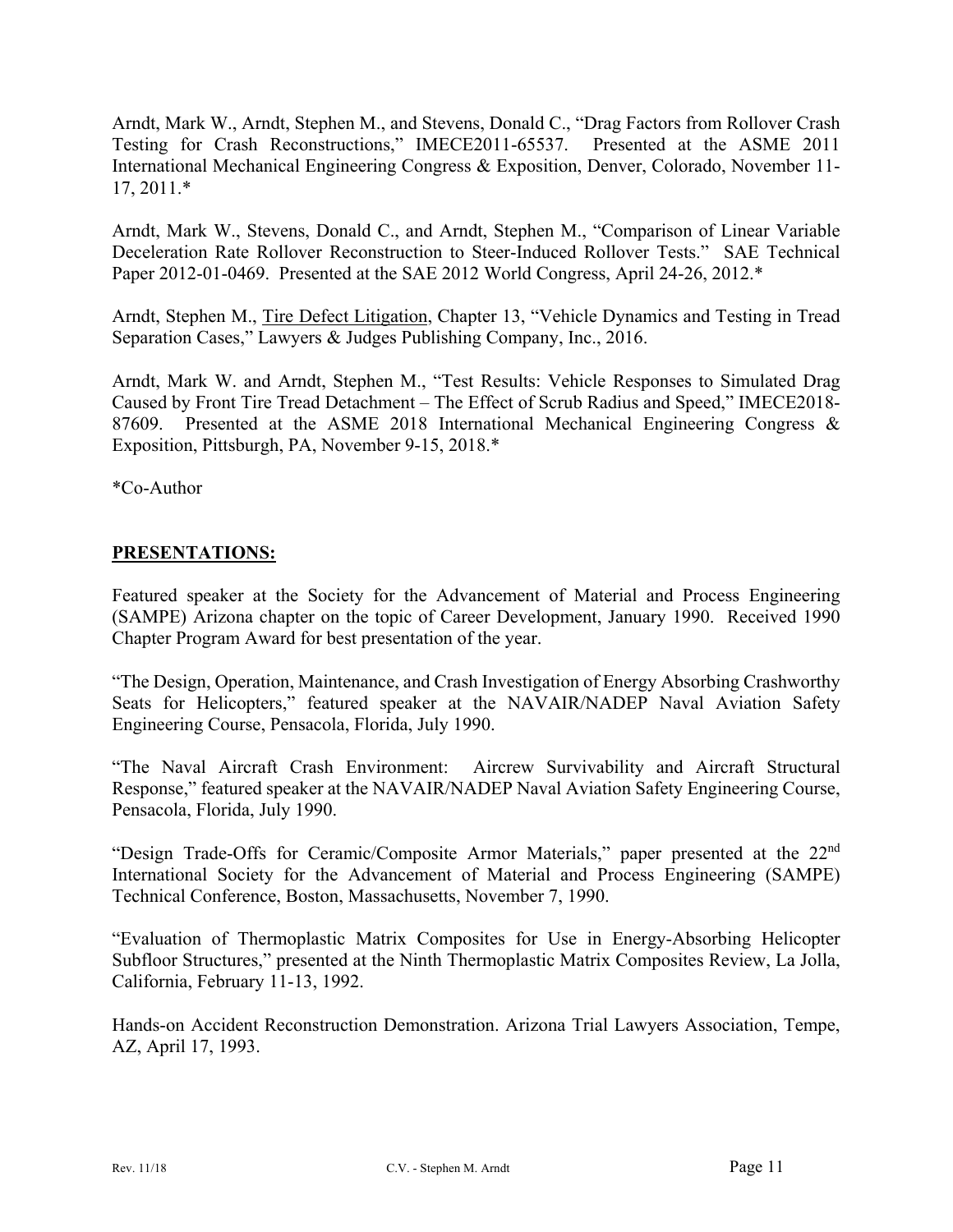Arndt, Mark W., Arndt, Stephen M., and Stevens, Donald C., "Drag Factors from Rollover Crash Testing for Crash Reconstructions," IMECE2011-65537. Presented at the ASME 2011 International Mechanical Engineering Congress & Exposition, Denver, Colorado, November 11-17, 2011.*

Arndt, Mark W., Stevens, Donald C., and Arndt, Stephen M., "Comparison of Linear Variable Deceleration Rate Rollover Reconstruction to Steer-Induced Rollover Tests." SAE Technical Paper 2012-01-0469. Presented at the SAE 2012 World Congress, April 24-26, 2012.*

Arndt, Stephen M., <u>Tire Defect Litigation</u>, Chapter 13, "Vehicle Dynamics and Testing in Tread Separation Cases," Lawyers & Judges Publishing Company, Inc., 2016.

Arndt, Mark W. and Arndt, Stephen M., "Test Results: Vehicle Responses to Simulated Drag Caused by Front Tire Tread Detachment – The Effect of Scrub Radius and Speed," IMECE2018-87609. Presented at the ASME 2018 International Mechanical Engineering Congress & Exposition, Pittsburgh, PA, November 9-15, 2018.*

*Co-Author

## PRESENTATIONS:

Featured speaker at the Society for the Advancement of Material and Process Engineering (SAMPE) Arizona chapter on the topic of Career Development, January 1990. Received 1990 Chapter Program Award for best presentation of the year.

"The Design, Operation, Maintenance, and Crash Investigation of Energy Absorbing Crashworthy Seats for Helicopters," featured speaker at the NAVAIR/NADEP Naval Aviation Safety Engineering Course, Pensacola, Florida, July 1990.

"The Naval Aircraft Crash Environment: Aircrew Survivability and Aircraft Structural Response," featured speaker at the NAVAIR/NADEP Naval Aviation Safety Engineering Course, Pensacola, Florida, July 1990.

"Design Trade-Offs for Ceramic/Composite Armor Materials," paper presented at the 22nd International Society for the Advancement of Material and Process Engineering (SAMPE) Technical Conference, Boston, Massachusetts, November 7, 1990.

"Evaluation of Thermoplastic Matrix Composites for Use in Energy-Absorbing Helicopter Subfloor Structures," presented at the Ninth Thermoplastic Matrix Composites Review, La Jolla, California, February 11-13, 1992.

Hands-on Accident Reconstruction Demonstration. Arizona Trial Lawyers Association, Tempe, AZ, April 17, 1993.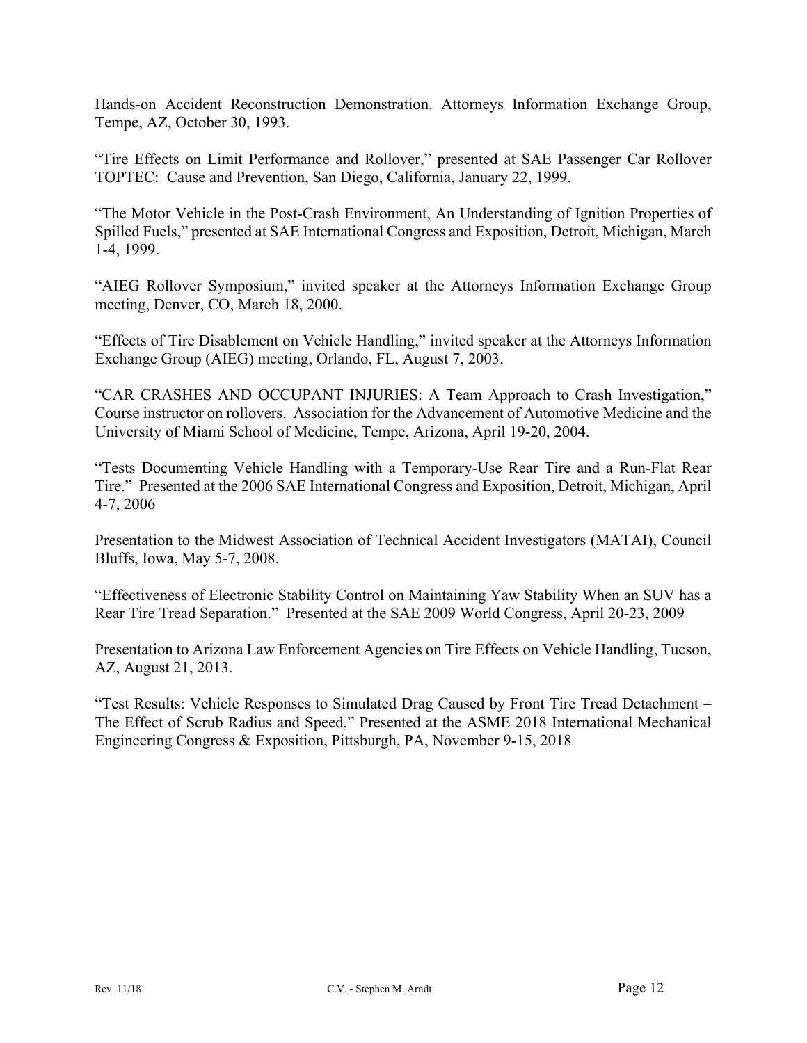Hands-on Accident Reconstruction Demonstration. Attorneys Information Exchange Group, Tempe, AZ, October 30, 1993.

"Tire Effects on Limit Performance and Rollover," presented at SAE Passenger Car Rollover TOPTEC: Cause and Prevention, San Diego, California, January 22, 1999.

"The Motor Vehicle in the Post-Crash Environment, An Understanding of Ignition Properties of Spilled Fuels," presented at SAE International Congress and Exposition, Detroit, Michigan, March 1-4, 1999.

"AIEG Rollover Symposium," invited speaker at the Attorneys Information Exchange Group meeting, Denver, CO, March 18, 2000.

"Effects of Tire Disablement on Vehicle Handling," invited speaker at the Attorneys Information Exchange Group (AIEG) meeting, Orlando, FL, August 7, 2003.

"CAR CRASHES AND OCCUPANT INJURIES: A Team Approach to Crash Investigation," Course instructor on rollovers. Association for the Advancement of Automotive Medicine and the University of Miami School of Medicine, Tempe, Arizona, April 19-20, 2004.

"Tests Documenting Vehicle Handling with a Temporary-Use Rear Tire and a Run-Flat Rear Tire." Presented at the 2006 SAE International Congress and Exposition, Detroit, Michigan, April 4-7, 2006

Presentation to the Midwest Association of Technical Accident Investigators (MATAI), Council Bluffs, Iowa, May 5-7, 2008.

"Effectiveness of Electronic Stability Control on Maintaining Yaw Stability When an SUV has a Rear Tire Tread Separation." Presented at the SAE 2009 World Congress, April 20-23, 2009

Presentation to Arizona Law Enforcement Agencies on Tire Effects on Vehicle Handling, Tucson, AZ, August 21, 2013.

"Test Results: Vehicle Responses to Simulated Drag Caused by Front Tire Tread Detachment – The Effect of Scrub Radius and Speed," Presented at the ASME 2018 International Mechanical Engineering Congress & Exposition, Pittsburgh, PA, November 9-15, 2018